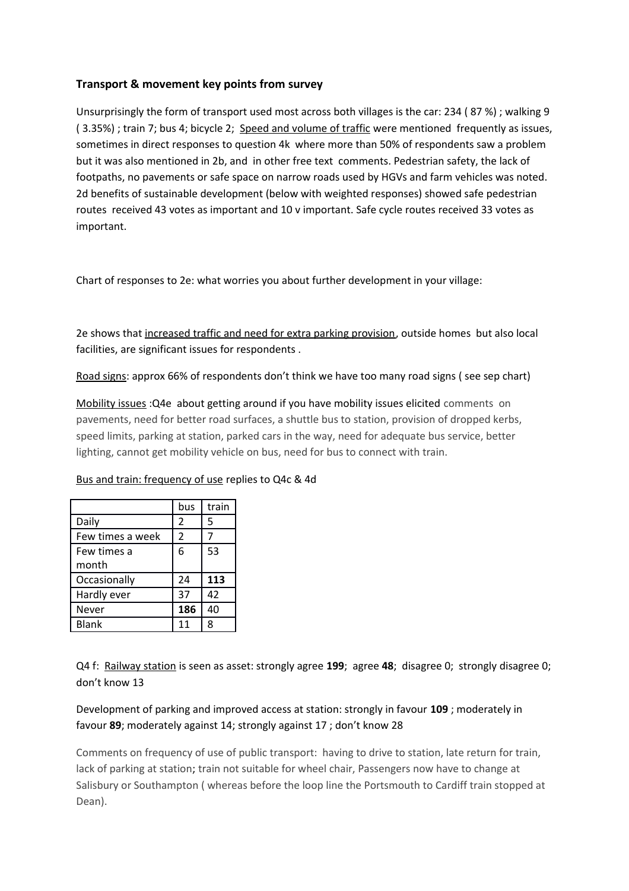**Transport & movement key points from survey**

Unsurprisingly the form of transport used most across both villages is the car: 234 ( 87 %) ; walking 9 ( 3.35%) ; train 7; bus 4; bicycle 2; <u>Speed and volume of traffic</u> were mentioned frequently as issues, sometimes in direct responses to question 4k where more than 50% of respondents saw a problem but it was also mentioned in 2b, and in other free text comments. Pedestrian safety, the lack of footpaths, no pavements or safe space on narrow roads used by HGVs and farm vehicles was noted. 2d benefits of sustainable development (below with weighted responses) showed safe pedestrian routes received 43 votes as important and 10 v important. Safe cycle routes received 33 votes as important.

Chart of responses to 2e: what worries you about further development in your village:

2e shows that <u>increased traffic and need for extra parking provision</u>, outside homes but also local facilities, are significant issues for respondents .

<u>Road signs</u>: approx 66% of respondents don't think we have too many road signs ( see sep chart)

<u>Mobility issues</u> :Q4e about getting around if you have mobility issues elicited comments on pavements, need for better road surfaces, a shuttle bus to station, provision of dropped kerbs, speed limits, parking at station, parked cars in the way, need for adequate bus service, better lighting, cannot get mobility vehicle on bus, need for bus to connect with train.

<u>Bus and train: frequency of use</u> replies to Q4c & 4d

| | bus | train |
|---|---|---|
| Daily | 2 | 5 |
| Few times a week | 2 | 7 |
| Few times a month | 6 | 53 |
| Occasionally | 24 | **113** |
| Hardly ever | 37 | 42 |
| Never | **186** | 40 |
| Blank | 11 | 8 |

Q4 f: <u>Railway station</u> is seen as asset: strongly agree **199**; agree **48**; disagree 0; strongly disagree 0; don't know 13

Development of parking and improved access at station: strongly in favour **109** ; moderately in favour **89**; moderately against 14; strongly against 17 ; don't know 28

Comments on frequency of use of public transport: having to drive to station, late return for train, lack of parking at station; train not suitable for wheel chair, Passengers now have to change at Salisbury or Southampton ( whereas before the loop line the Portsmouth to Cardiff train stopped at Dean).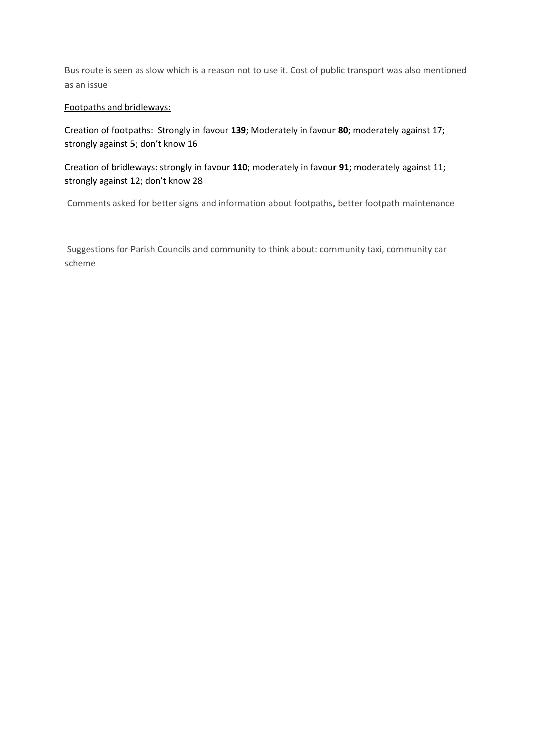Bus route is seen as slow which is a reason not to use it. Cost of public transport was also mentioned as an issue

<u>Footpaths and bridleways:</u>

Creation of footpaths: Strongly in favour **139**; Moderately in favour **80**; moderately against 17; strongly against 5; don't know 16

Creation of bridleways: strongly in favour **110**; moderately in favour **91**; moderately against 11; strongly against 12; don't know 28

Comments asked for better signs and information about footpaths, better footpath maintenance

Suggestions for Parish Councils and community to think about: community taxi, community car scheme